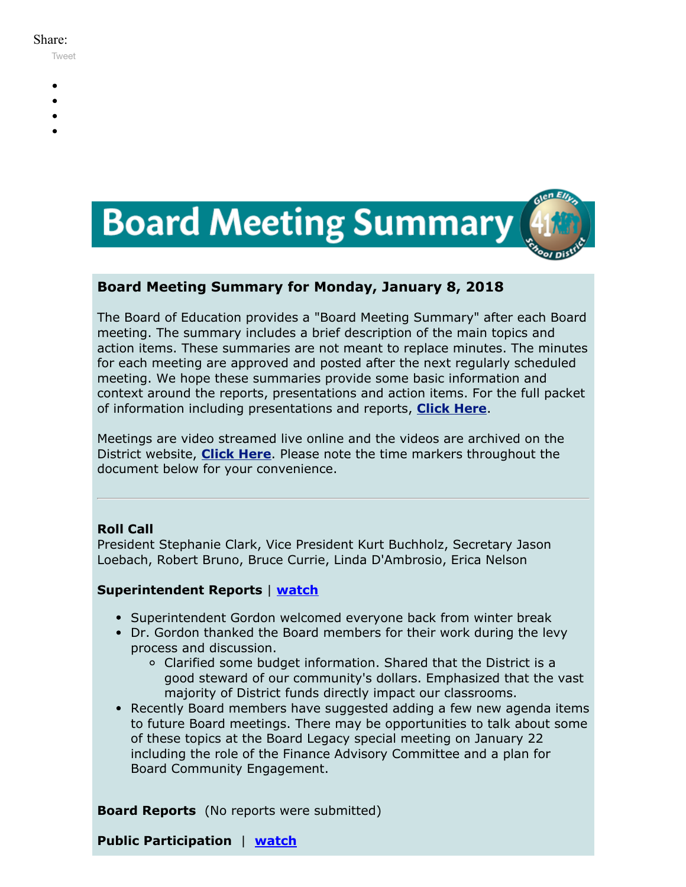Share:

Tweet

# Board Meeting Summary

## Board Meeting Summary for Monday, January 8, 2018

The Board of Education provides a "Board Meeting Summary" after each Board meeting. The summary includes a brief description of the main topics and action items. These summaries are not meant to replace minutes. The minutes for each meeting are approved and posted after the next regularly scheduled meeting. We hope these summaries provide some basic information and context around the reports, presentations and action items. For the full packet of information including presentations and reports, **Click Here**.

Meetings are video streamed live online and the videos are archived on the District website, **Click Here**. Please note the time markers throughout the document below for your convenience.

---

**Roll Call**
President Stephanie Clark, Vice President Kurt Buchholz, Secretary Jason Loebach, Robert Bruno, Bruce Currie, Linda D'Ambrosio, Erica Nelson

**Superintendent Reports** | **watch**

- Superintendent Gordon welcomed everyone back from winter break
- Dr. Gordon thanked the Board members for their work during the levy process and discussion.
  - Clarified some budget information. Shared that the District is a good steward of our community's dollars. Emphasized that the vast majority of District funds directly impact our classrooms.
- Recently Board members have suggested adding a few new agenda items to future Board meetings. There may be opportunities to talk about some of these topics at the Board Legacy special meeting on January 22 including the role of the Finance Advisory Committee and a plan for Board Community Engagement.

**Board Reports** (No reports were submitted)

**Public Participation** | **watch**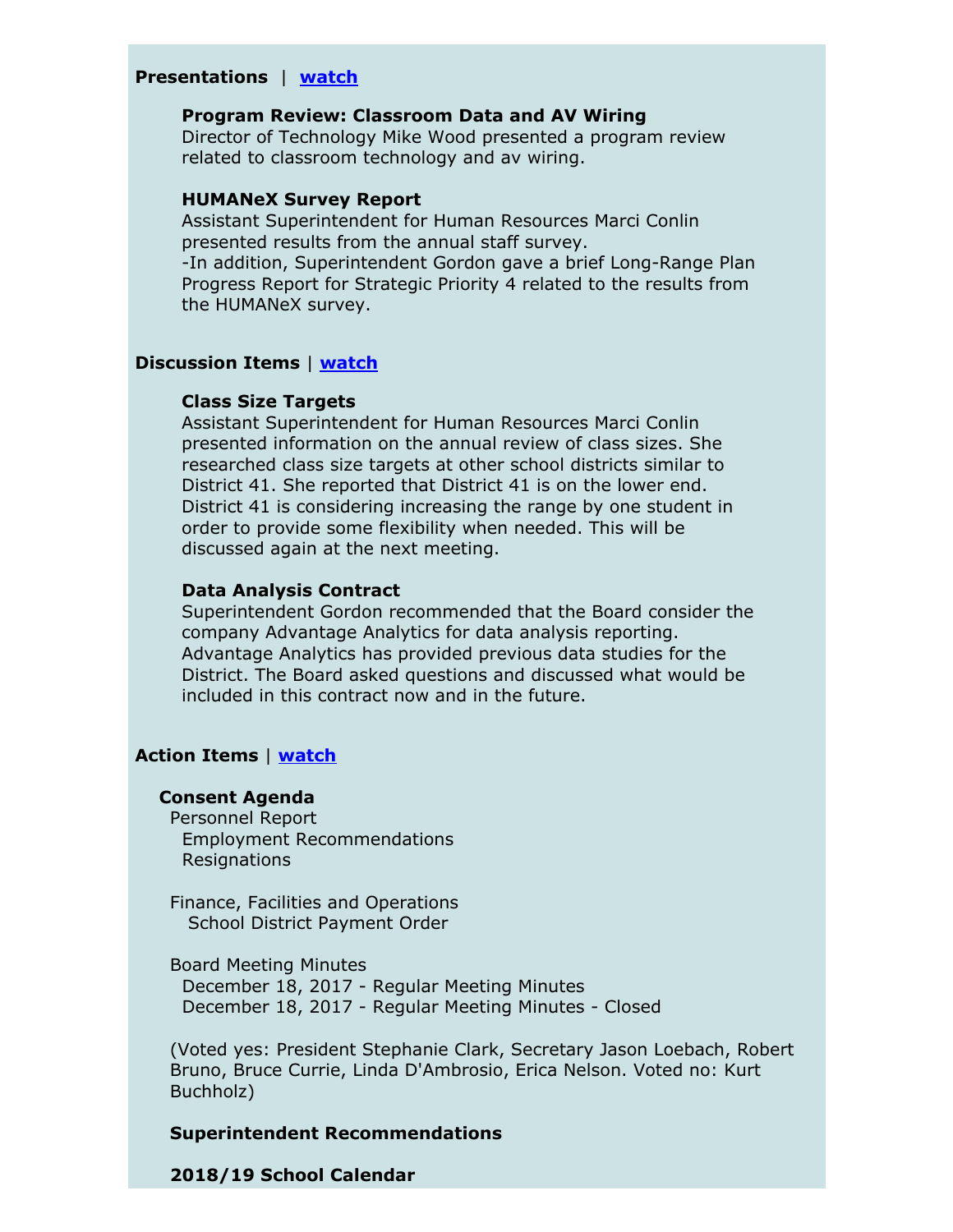**Presentations** | [**watch**]()

**Program Review: Classroom Data and AV Wiring**
Director of Technology Mike Wood presented a program review related to classroom technology and av wiring.

**HUMANeX Survey Report**
Assistant Superintendent for Human Resources Marci Conlin presented results from the annual staff survey.
-In addition, Superintendent Gordon gave a brief Long-Range Plan Progress Report for Strategic Priority 4 related to the results from the HUMANeX survey.

**Discussion Items** | [**watch**]()

**Class Size Targets**
Assistant Superintendent for Human Resources Marci Conlin presented information on the annual review of class sizes. She researched class size targets at other school districts similar to District 41. She reported that District 41 is on the lower end. District 41 is considering increasing the range by one student in order to provide some flexibility when needed. This will be discussed again at the next meeting.

**Data Analysis Contract**
Superintendent Gordon recommended that the Board consider the company Advantage Analytics for data analysis reporting. Advantage Analytics has provided previous data studies for the District. The Board asked questions and discussed what would be included in this contract now and in the future.

**Action Items** | [**watch**]()

**Consent Agenda**

Personnel Report
- Employment Recommendations
- Resignations

Finance, Facilities and Operations
- School District Payment Order

Board Meeting Minutes
- December 18, 2017 - Regular Meeting Minutes
- December 18, 2017 - Regular Meeting Minutes - Closed

(Voted yes: President Stephanie Clark, Secretary Jason Loebach, Robert Bruno, Bruce Currie, Linda D'Ambrosio, Erica Nelson. Voted no: Kurt Buchholz)

**Superintendent Recommendations**

**2018/19 School Calendar**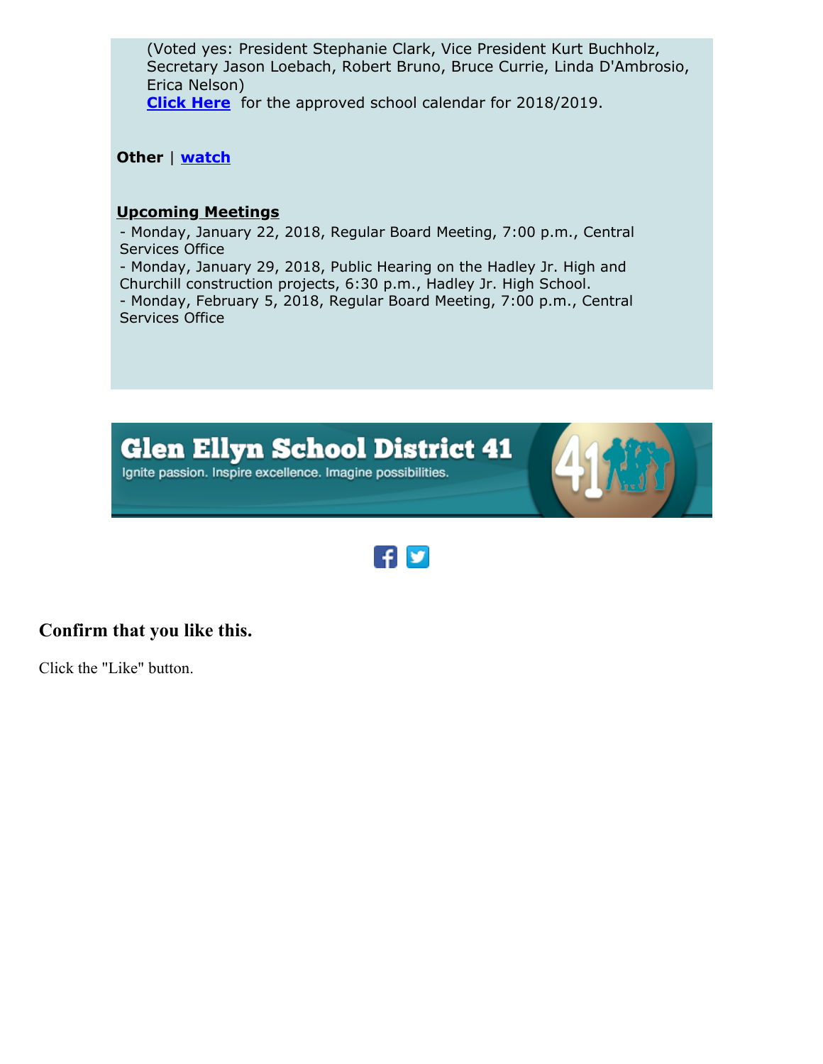(Voted yes: President Stephanie Clark, Vice President Kurt Buchholz, Secretary Jason Loebach, Robert Bruno, Bruce Currie, Linda D'Ambrosio, Erica Nelson)

**Click Here** for the approved school calendar for 2018/2019.

**Other** | **watch**

**Upcoming Meetings**

- Monday, January 22, 2018, Regular Board Meeting, 7:00 p.m., Central Services Office
- Monday, January 29, 2018, Public Hearing on the Hadley Jr. High and Churchill construction projects, 6:30 p.m., Hadley Jr. High School.
- Monday, February 5, 2018, Regular Board Meeting, 7:00 p.m., Central Services Office

**Glen Ellyn School District 41**

Ignite passion. Inspire excellence. Imagine possibilities.

## Confirm that you like this.

Click the "Like" button.